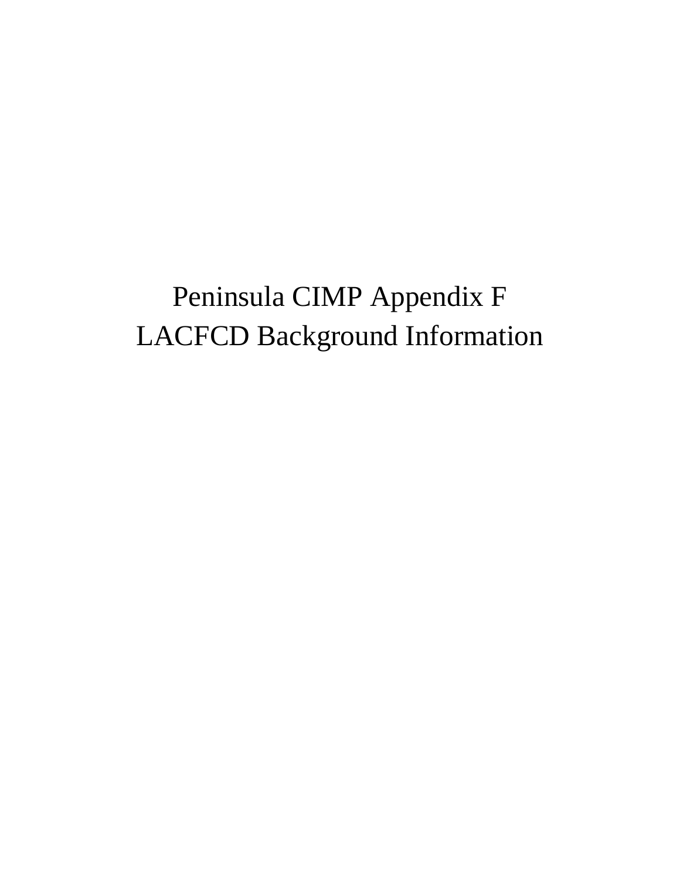# Peninsula CIMP Appendix F
# LACFCD Background Information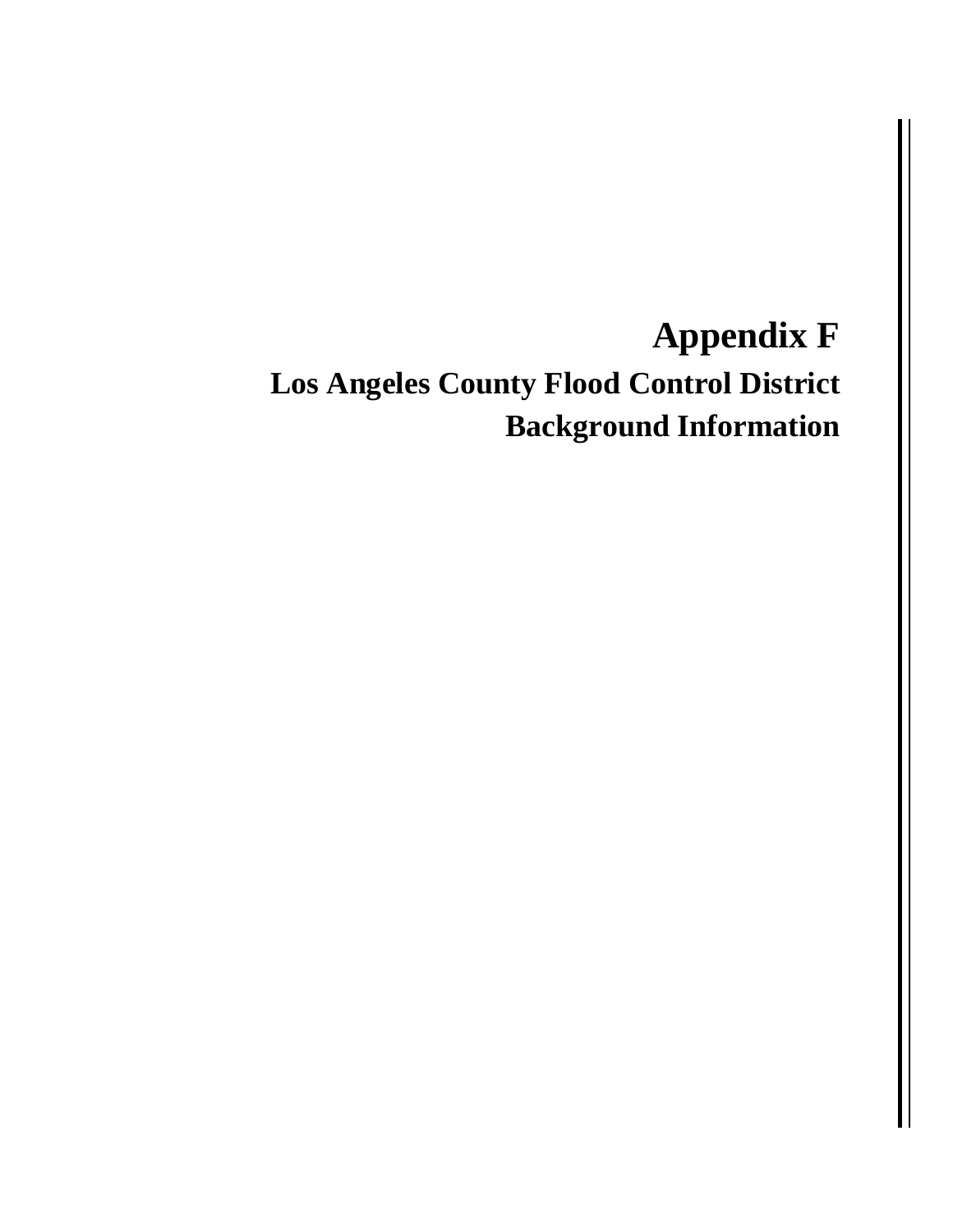# Appendix F

## Los Angeles County Flood Control District Background Information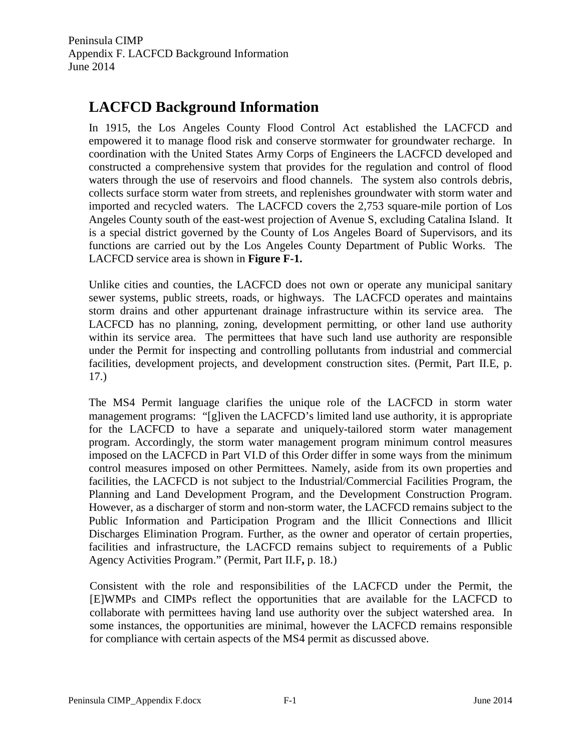# LACFCD Background Information

In 1915, the Los Angeles County Flood Control Act established the LACFCD and empowered it to manage flood risk and conserve stormwater for groundwater recharge. In coordination with the United States Army Corps of Engineers the LACFCD developed and constructed a comprehensive system that provides for the regulation and control of flood waters through the use of reservoirs and flood channels. The system also controls debris, collects surface storm water from streets, and replenishes groundwater with storm water and imported and recycled waters. The LACFCD covers the 2,753 square-mile portion of Los Angeles County south of the east-west projection of Avenue S, excluding Catalina Island. It is a special district governed by the County of Los Angeles Board of Supervisors, and its functions are carried out by the Los Angeles County Department of Public Works. The LACFCD service area is shown in **Figure F-1.**

Unlike cities and counties, the LACFCD does not own or operate any municipal sanitary sewer systems, public streets, roads, or highways. The LACFCD operates and maintains storm drains and other appurtenant drainage infrastructure within its service area. The LACFCD has no planning, zoning, development permitting, or other land use authority within its service area. The permittees that have such land use authority are responsible under the Permit for inspecting and controlling pollutants from industrial and commercial facilities, development projects, and development construction sites. (Permit, Part II.E, p. 17.)

The MS4 Permit language clarifies the unique role of the LACFCD in storm water management programs: "[g]iven the LACFCD's limited land use authority, it is appropriate for the LACFCD to have a separate and uniquely-tailored storm water management program. Accordingly, the storm water management program minimum control measures imposed on the LACFCD in Part VI.D of this Order differ in some ways from the minimum control measures imposed on other Permittees. Namely, aside from its own properties and facilities, the LACFCD is not subject to the Industrial/Commercial Facilities Program, the Planning and Land Development Program, and the Development Construction Program. However, as a discharger of storm and non-storm water, the LACFCD remains subject to the Public Information and Participation Program and the Illicit Connections and Illicit Discharges Elimination Program. Further, as the owner and operator of certain properties, facilities and infrastructure, the LACFCD remains subject to requirements of a Public Agency Activities Program." (Permit, Part II.F**,** p. 18.)

Consistent with the role and responsibilities of the LACFCD under the Permit, the [E]WMPs and CIMPs reflect the opportunities that are available for the LACFCD to collaborate with permittees having land use authority over the subject watershed area. In some instances, the opportunities are minimal, however the LACFCD remains responsible for compliance with certain aspects of the MS4 permit as discussed above.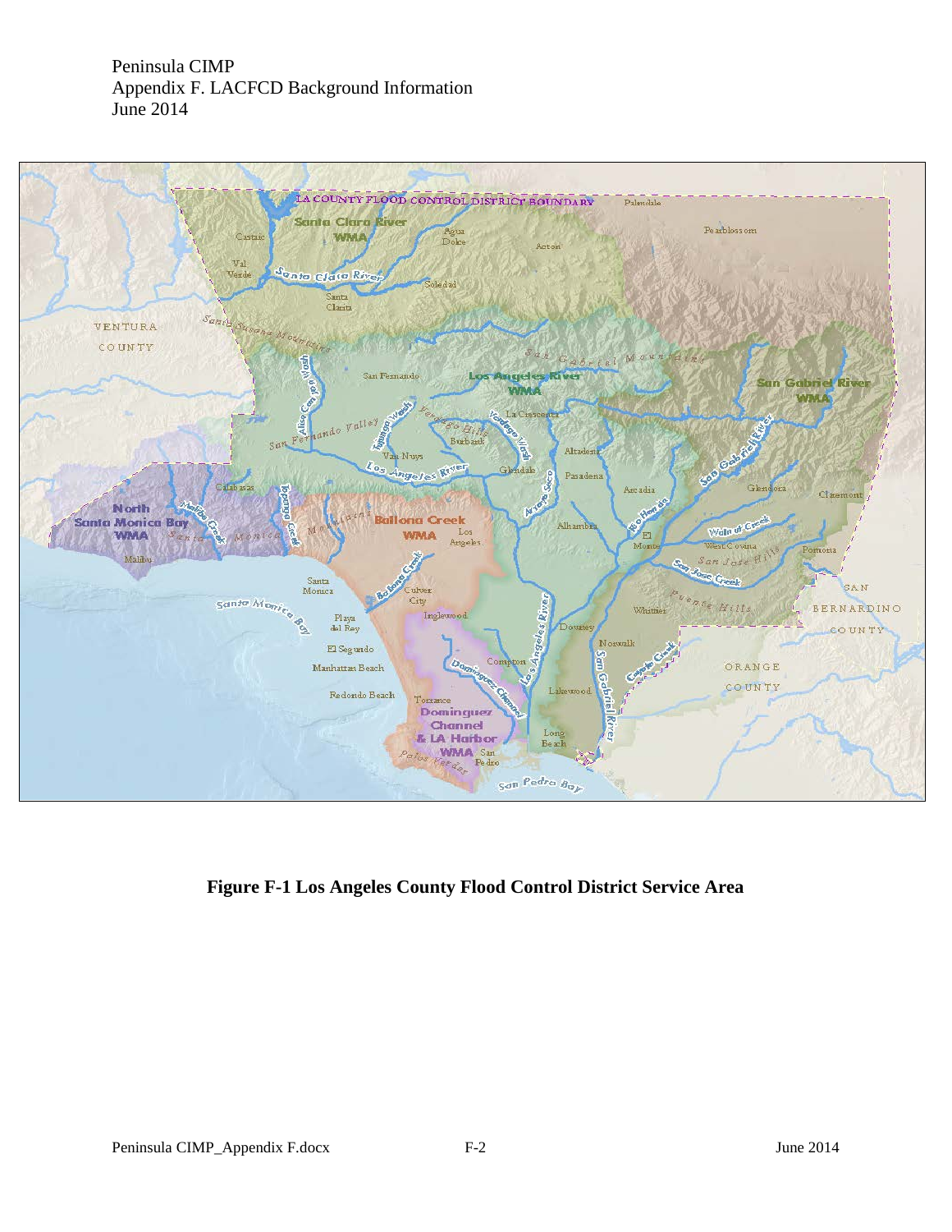LA COUNTY FLOOD CONTROL DISTRICT BOUNDARY

Palmdale

Santa Clara River WMA

Castaic

Agua Dolce

Acton

Pearblossom

Val Verde

Santa Clara River

Soledad

Santa Clarita

VENTURA COUNTY

Santa Susana Mountains

San Gabriel Mountains

San Fernando

Los Angeles River WMA

San Gabriel River WMA

Aliso Canyon Wash

Tujunga Wash

Verdugo Hills

Verdugo Wash

La Crescenta

San Fernando Valley

Burbank

Altadena

Van Nuys

Glendale

Pasadena

San Gabriel River

Los Angeles River

Arroyo Seco

Arcadia

Glendora

Claremont

Calabasas

North Santa Monica Bay WMA

Malibu Creek

Topanga Creek

Santa Monica Mountains

Ballona Creek WMA

Los Angeles

Alhambra

Rio Hondo

El Monte

Walnut Creek

West Covina

Pomona

Malibu

San Jose Hills

San Jose Creek

Ballona Creek

Santa Monica

Culver City

SAN BERNARDINO COUNTY

Santa Monica Bay

Puente Hills

Playa del Rey

Inglewood

Los Angeles River

Whittier

Downey

El Segundo

Norwalk

Manhattan Beach

Dominguez Channel

Compton

San Gabriel River

Coyote Creek

ORANGE COUNTY

Redondo Beach

Lakewood

Torrance

Dominguez Channel & LA Harbor WMA

Long Beach

Palos Verdes

San Pedro

San Pedro Bay

**Figure F-1 Los Angeles County Flood Control District Service Area**